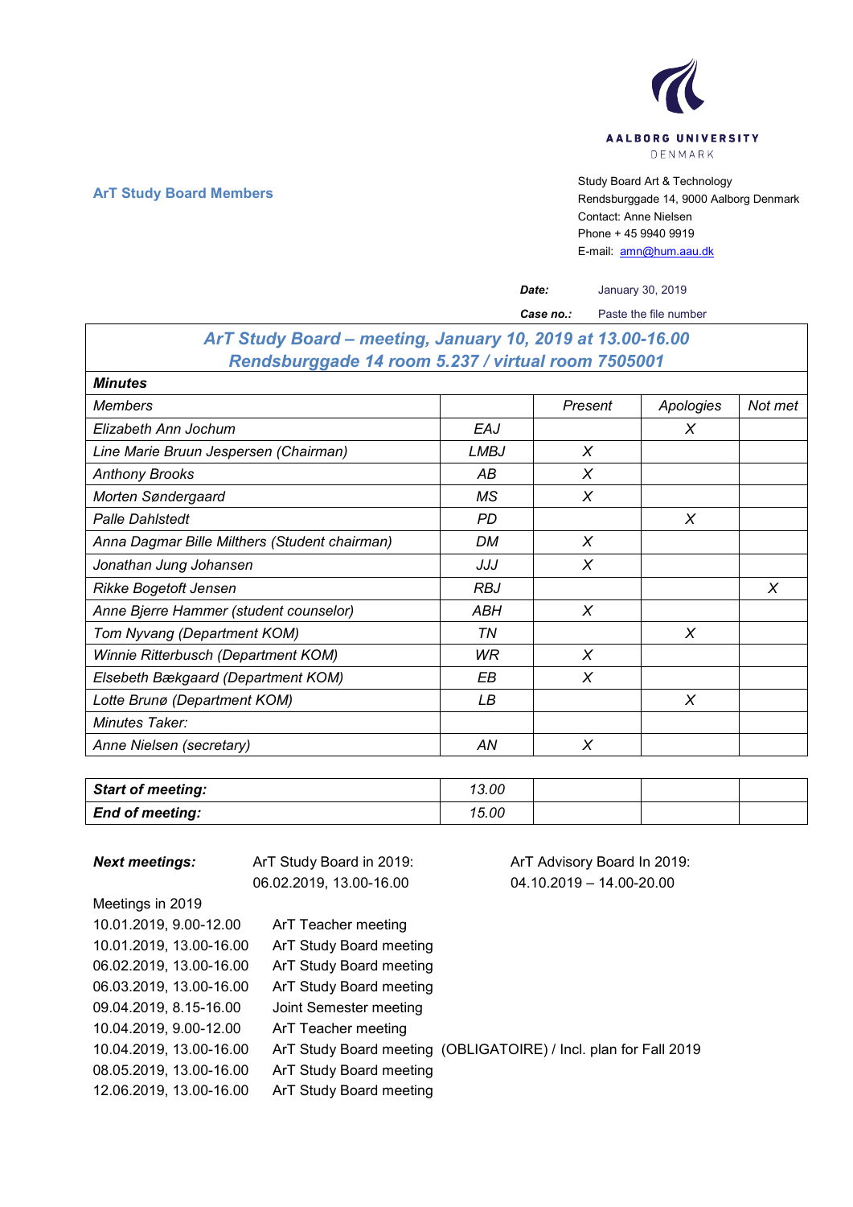AALBORG UNIVERSITY
DENMARK

**ArT Study Board Members**

Study Board Art & Technology
Rendsburggade 14, 9000 Aalborg Denmark
Contact: Anne Nielsen
Phone + 45 9940 9919
E-mail: amn@hum.aau.dk

***Date:*** January 30, 2019

***Case no.:*** Paste the file number

## *ArT Study Board – meeting, January 10, 2019 at 13.00-16.00*
## *Rendsburggade 14 room 5.237 / virtual room 7505001*

| ***Minutes*** | | | | |
|---|---|---|---|---|
| *Members* | | *Present* | *Apologies* | *Not met* |
| *Elizabeth Ann Jochum* | *EAJ* | | *X* | |
| *Line Marie Bruun Jespersen (Chairman)* | *LMBJ* | *X* | | |
| *Anthony Brooks* | *AB* | *X* | | |
| *Morten Søndergaard* | *MS* | *X* | | |
| *Palle Dahlstedt* | *PD* | | *X* | |
| *Anna Dagmar Bille Milthers (Student chairman)* | *DM* | *X* | | |
| *Jonathan Jung Johansen* | *JJJ* | *X* | | |
| *Rikke Bogetoft Jensen* | *RBJ* | | | *X* |
| *Anne Bjerre Hammer (student counselor)* | *ABH* | *X* | | |
| *Tom Nyvang (Department KOM)* | *TN* | | *X* | |
| *Winnie Ritterbusch (Department KOM)* | *WR* | *X* | | |
| *Elsebeth Bækgaard (Department KOM)* | *EB* | *X* | | |
| *Lotte Brunø (Department KOM)* | *LB* | | *X* | |
| *Minutes Taker:* | | | | |
| *Anne Nielsen (secretary)* | *AN* | *X* | | |

| ***Start of meeting:*** | *13.00* | | | |
|---|---|---|---|---|
| ***End of meeting:*** | *15.00* | | | |

***Next meetings:*** ArT Study Board in 2019: 06.02.2019, 13.00-16.00

ArT Advisory Board In 2019: 04.10.2019 – 14.00-20.00

Meetings in 2019

| | |
|---|---|
| 10.01.2019, 9.00-12.00 | ArT Teacher meeting |
| 10.01.2019, 13.00-16.00 | ArT Study Board meeting |
| 06.02.2019, 13.00-16.00 | ArT Study Board meeting |
| 06.03.2019, 13.00-16.00 | ArT Study Board meeting |
| 09.04.2019, 8.15-16.00 | Joint Semester meeting |
| 10.04.2019, 9.00-12.00 | ArT Teacher meeting |
| 10.04.2019, 13.00-16.00 | ArT Study Board meeting (OBLIGATOIRE) / Incl. plan for Fall 2019 |
| 08.05.2019, 13.00-16.00 | ArT Study Board meeting |
| 12.06.2019, 13.00-16.00 | ArT Study Board meeting |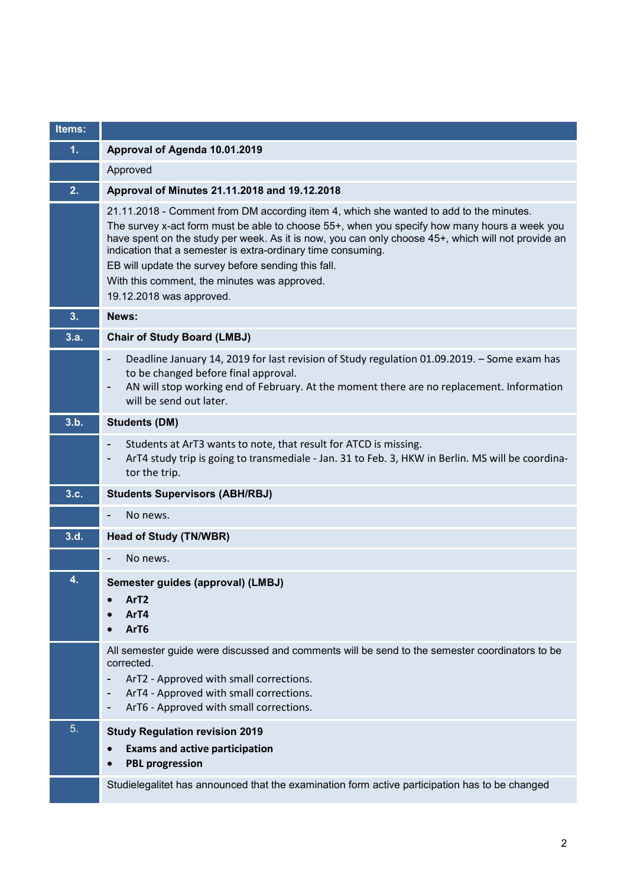| Items: | |
|---|---|
| **1.** | **Approval of Agenda 10.01.2019** |
| | Approved |
| **2.** | **Approval of Minutes 21.11.2018 and 19.12.2018** |
| | 21.11.2018 - Comment from DM according item 4, which she wanted to add to the minutes.<br>The survey x-act form must be able to choose 55+, when you specify how many hours a week you have spent on the study per week. As it is now, you can only choose 45+, which will not provide an indication that a semester is extra-ordinary time consuming.<br>EB will update the survey before sending this fall.<br>With this comment, the minutes was approved.<br>19.12.2018 was approved. |
| **3.** | **News:** |
| **3.a.** | **Chair of Study Board (LMBJ)** |
| | - Deadline January 14, 2019 for last revision of Study regulation 01.09.2019. – Some exam has to be changed before final approval.<br>- AN will stop working end of February. At the moment there are no replacement. Information will be send out later. |
| **3.b.** | **Students (DM)** |
| | - Students at ArT3 wants to note, that result for ATCD is missing.<br>- ArT4 study trip is going to transmediale - Jan. 31 to Feb. 3, HKW in Berlin. MS will be coordinator the trip. |
| **3.c.** | **Students Supervisors (ABH/RBJ)** |
| | - No news. |
| **3.d.** | **Head of Study (TN/WBR)** |
| | - No news. |
| **4.** | **Semester guides (approval) (LMBJ)**<br>• **ArT2**<br>• **ArT4**<br>• **ArT6** |
| | All semester guide were discussed and comments will be send to the semester coordinators to be corrected.<br>- ArT2 - Approved with small corrections.<br>- ArT4 - Approved with small corrections.<br>- ArT6 - Approved with small corrections. |
| 5. | **Study Regulation revision 2019**<br>• **Exams and active participation**<br>• **PBL progression** |
| | Studielegalitet has announced that the examination form active participation has to be changed |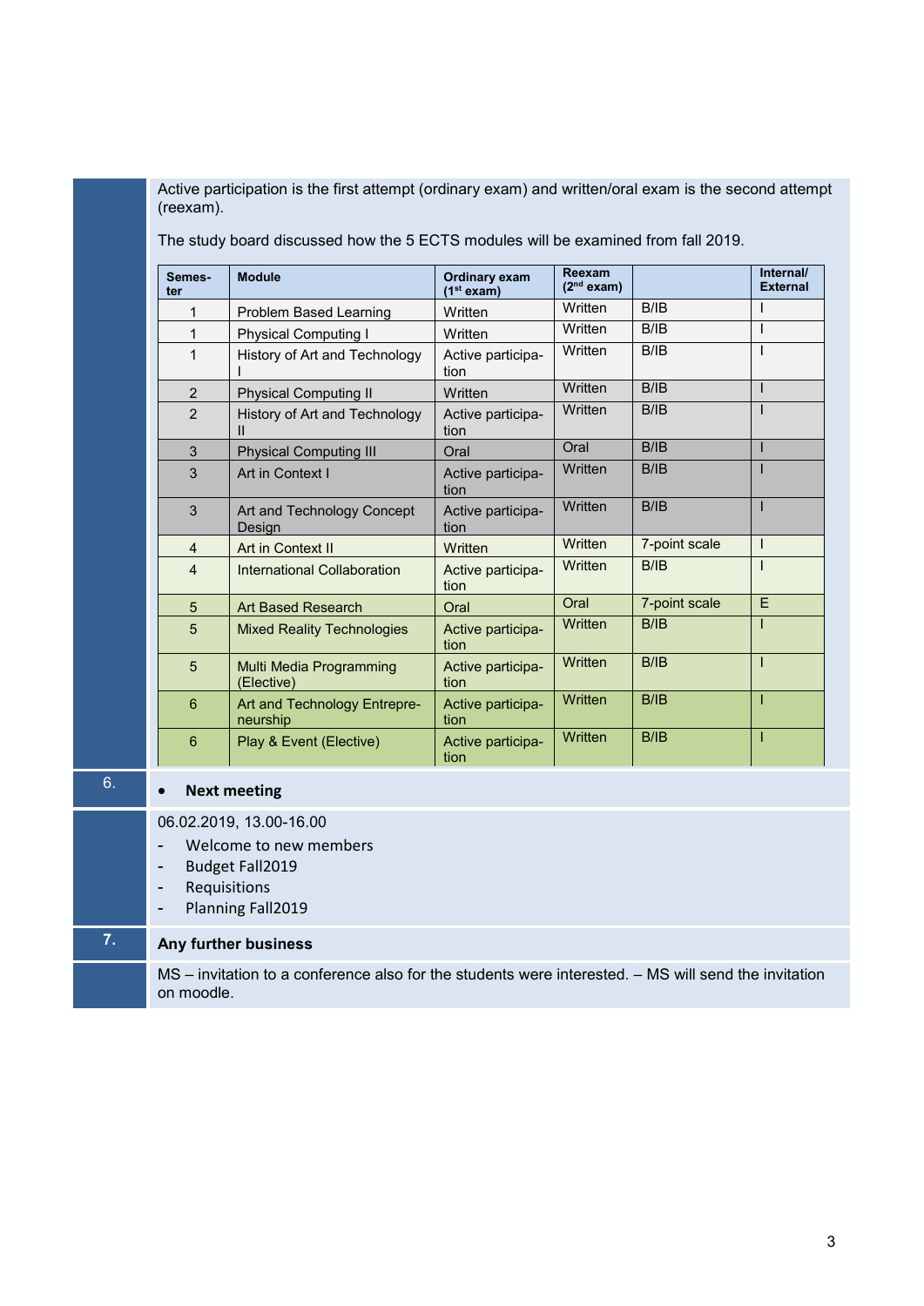Active participation is the first attempt (ordinary exam) and written/oral exam is the second attempt (reexam).

The study board discussed how the 5 ECTS modules will be examined from fall 2019.

| Semester | Module | Ordinary exam (1st exam) | Reexam (2nd exam) | | Internal/ External |
|---|---|---|---|---|---|
| 1 | Problem Based Learning | Written | Written | B/IB | I |
| 1 | Physical Computing I | Written | Written | B/IB | I |
| 1 | History of Art and Technology I | Active participation | Written | B/IB | I |
| 2 | Physical Computing II | Written | Written | B/IB | I |
| 2 | History of Art and Technology II | Active participation | Written | B/IB | I |
| 3 | Physical Computing III | Oral | Oral | B/IB | I |
| 3 | Art in Context I | Active participation | Written | B/IB | I |
| 3 | Art and Technology Concept Design | Active participation | Written | B/IB | I |
| 4 | Art in Context II | Written | Written | 7-point scale | I |
| 4 | International Collaboration | Active participation | Written | B/IB | I |
| 5 | Art Based Research | Oral | Oral | 7-point scale | E |
| 5 | Mixed Reality Technologies | Active participation | Written | B/IB | I |
| 5 | Multi Media Programming (Elective) | Active participation | Written | B/IB | I |
| 6 | Art and Technology Entrepreneurship | Active participation | Written | B/IB | I |
| 6 | Play & Event (Elective) | Active participation | Written | B/IB | I |

## 6. Next meeting

06.02.2019, 13.00-16.00

- Welcome to new members
- Budget Fall2019
- Requisitions
- Planning Fall2019

## 7. Any further business

MS – invitation to a conference also for the students were interested. – MS will send the invitation on moodle.